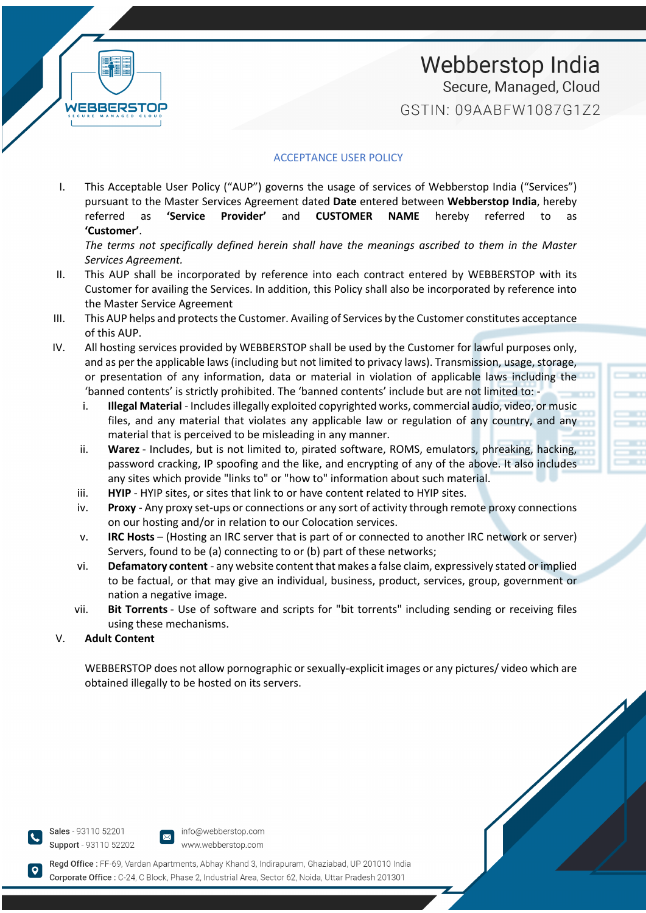# Webberstop India

Secure, Managed, Cloud

GSTIN: 09AABFW1087G1Z2

## ACCEPTANCE USER POLICY

I. This Acceptable User Policy ("AUP") governs the usage of services of Webberstop India ("Services") pursuant to the Master Services Agreement dated **Date** entered between **Webberstop India**, hereby referred as **'Service Provider'** and **CUSTOMER NAME** hereby referred to as **'Customer'**.

*The terms not specifically defined herein shall have the meanings ascribed to them in the Master Services Agreement.*

II. This AUP shall be incorporated by reference into each contract entered by WEBBERSTOP with its Customer for availing the Services. In addition, this Policy shall also be incorporated by reference into the Master Service Agreement

III. This AUP helps and protects the Customer. Availing of Services by the Customer constitutes acceptance of this AUP.

IV. All hosting services provided by WEBBERSTOP shall be used by the Customer for lawful purposes only, and as per the applicable laws (including but not limited to privacy laws). Transmission, usage, storage, or presentation of any information, data or material in violation of applicable laws including the 'banned contents' is strictly prohibited. The 'banned contents' include but are not limited to: -

   i. **Illegal Material** - Includes illegally exploited copyrighted works, commercial audio, video, or music files, and any material that violates any applicable law or regulation of any country, and any material that is perceived to be misleading in any manner.

   ii. **Warez** - Includes, but is not limited to, pirated software, ROMS, emulators, phreaking, hacking, password cracking, IP spoofing and the like, and encrypting of any of the above. It also includes any sites which provide "links to" or "how to" information about such material.

   iii. **HYIP** - HYIP sites, or sites that link to or have content related to HYIP sites.

   iv. **Proxy** - Any proxy set-ups or connections or any sort of activity through remote proxy connections on our hosting and/or in relation to our Colocation services.

   v. **IRC Hosts** – (Hosting an IRC server that is part of or connected to another IRC network or server) Servers, found to be (a) connecting to or (b) part of these networks;

   vi. **Defamatory content** - any website content that makes a false claim, expressively stated or implied to be factual, or that may give an individual, business, product, services, group, government or nation a negative image.

   vii. **Bit Torrents** - Use of software and scripts for "bit torrents" including sending or receiving files using these mechanisms.

V. **Adult Content**

WEBBERSTOP does not allow pornographic or sexually-explicit images or any pictures/ video which are obtained illegally to be hosted on its servers.

Sales - 93110 52201
Support - 93110 52202

info@webberstop.com
www.webberstop.com

Regd Office : FF-69, Vardan Apartments, Abhay Khand 3, Indirapuram, Ghaziabad, UP 201010 India
Corporate Office : C-24, C Block, Phase 2, Industrial Area, Sector 62, Noida, Uttar Pradesh 201301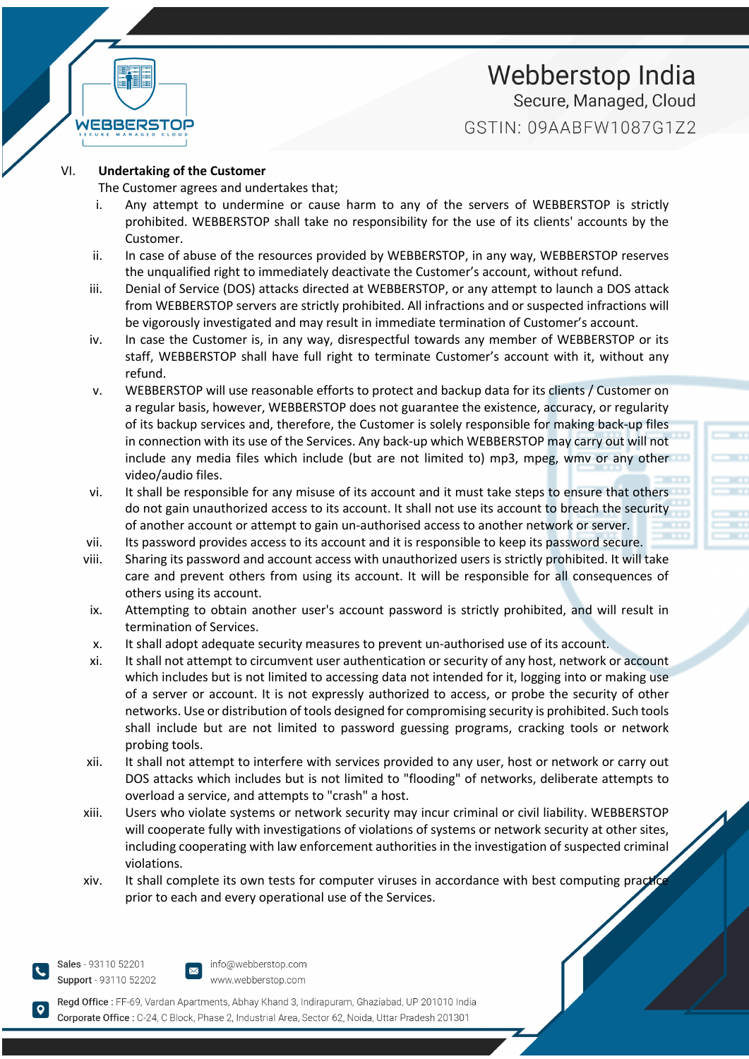## VI. Undertaking of the Customer

The Customer agrees and undertakes that;

i. Any attempt to undermine or cause harm to any of the servers of WEBBERSTOP is strictly prohibited. WEBBERSTOP shall take no responsibility for the use of its clients' accounts by the Customer.

ii. In case of abuse of the resources provided by WEBBERSTOP, in any way, WEBBERSTOP reserves the unqualified right to immediately deactivate the Customer's account, without refund.

iii. Denial of Service (DOS) attacks directed at WEBBERSTOP, or any attempt to launch a DOS attack from WEBBERSTOP servers are strictly prohibited. All infractions and or suspected infractions will be vigorously investigated and may result in immediate termination of Customer's account.

iv. In case the Customer is, in any way, disrespectful towards any member of WEBBERSTOP or its staff, WEBBERSTOP shall have full right to terminate Customer's account with it, without any refund.

v. WEBBERSTOP will use reasonable efforts to protect and backup data for its clients / Customer on a regular basis, however, WEBBERSTOP does not guarantee the existence, accuracy, or regularity of its backup services and, therefore, the Customer is solely responsible for making back-up files in connection with its use of the Services. Any back-up which WEBBERSTOP may carry out will not include any media files which include (but are not limited to) mp3, mpeg, wmv or any other video/audio files.

vi. It shall be responsible for any misuse of its account and it must take steps to ensure that others do not gain unauthorized access to its account. It shall not use its account to breach the security of another account or attempt to gain un-authorised access to another network or server.

vii. Its password provides access to its account and it is responsible to keep its password secure.

viii. Sharing its password and account access with unauthorized users is strictly prohibited. It will take care and prevent others from using its account. It will be responsible for all consequences of others using its account.

ix. Attempting to obtain another user's account password is strictly prohibited, and will result in termination of Services.

x. It shall adopt adequate security measures to prevent un-authorised use of its account.

xi. It shall not attempt to circumvent user authentication or security of any host, network or account which includes but is not limited to accessing data not intended for it, logging into or making use of a server or account. It is not expressly authorized to access, or probe the security of other networks. Use or distribution of tools designed for compromising security is prohibited. Such tools shall include but are not limited to password guessing programs, cracking tools or network probing tools.

xii. It shall not attempt to interfere with services provided to any user, host or network or carry out DOS attacks which includes but is not limited to "flooding" of networks, deliberate attempts to overload a service, and attempts to "crash" a host.

xiii. Users who violate systems or network security may incur criminal or civil liability. WEBBERSTOP will cooperate fully with investigations of violations of systems or network security at other sites, including cooperating with law enforcement authorities in the investigation of suspected criminal violations.

xiv. It shall complete its own tests for computer viruses in accordance with best computing practice prior to each and every operational use of the Services.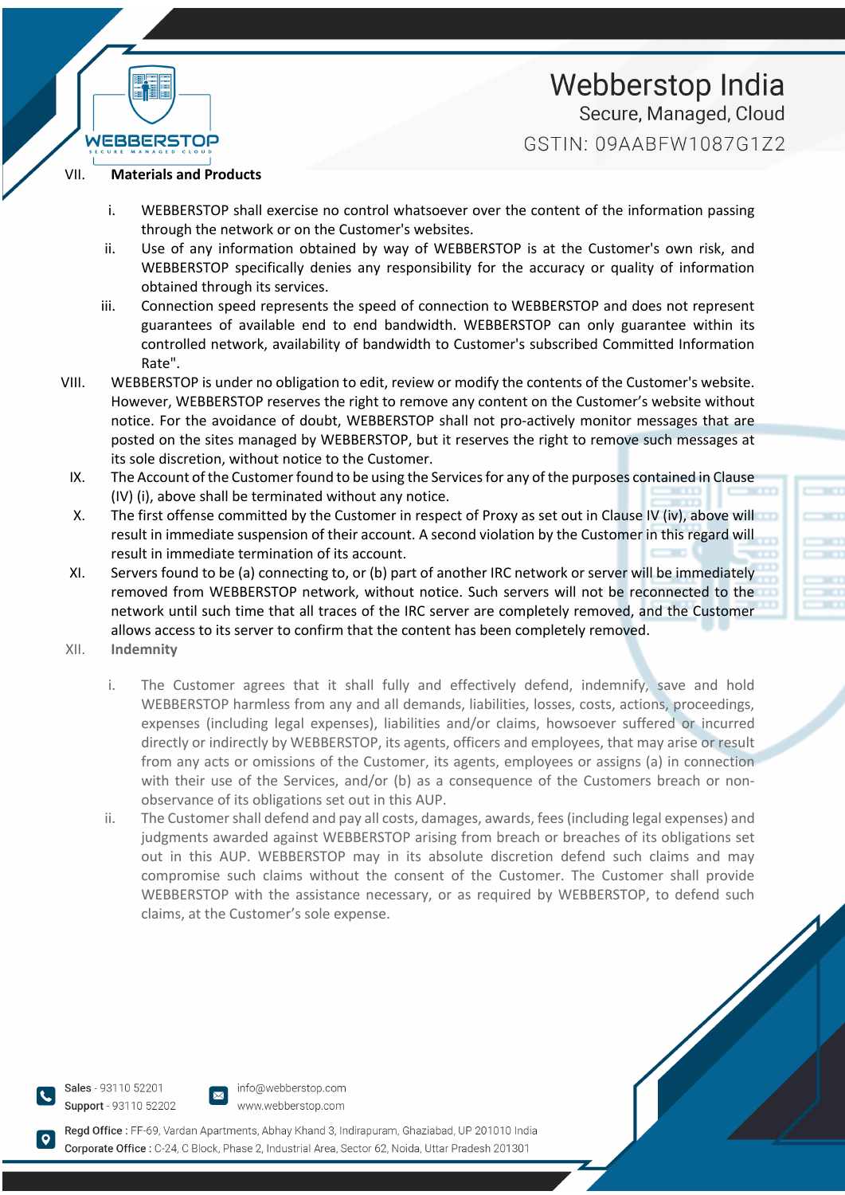VII. **Materials and Products**

i. WEBBERSTOP shall exercise no control whatsoever over the content of the information passing through the network or on the Customer's websites.

ii. Use of any information obtained by way of WEBBERSTOP is at the Customer's own risk, and WEBBERSTOP specifically denies any responsibility for the accuracy or quality of information obtained through its services.

iii. Connection speed represents the speed of connection to WEBBERSTOP and does not represent guarantees of available end to end bandwidth. WEBBERSTOP can only guarantee within its controlled network, availability of bandwidth to Customer's subscribed Committed Information Rate".

VIII. WEBBERSTOP is under no obligation to edit, review or modify the contents of the Customer's website. However, WEBBERSTOP reserves the right to remove any content on the Customer's website without notice. For the avoidance of doubt, WEBBERSTOP shall not pro-actively monitor messages that are posted on the sites managed by WEBBERSTOP, but it reserves the right to remove such messages at its sole discretion, without notice to the Customer.

IX. The Account of the Customer found to be using the Services for any of the purposes contained in Clause (IV) (i), above shall be terminated without any notice.

X. The first offense committed by the Customer in respect of Proxy as set out in Clause IV (iv), above will result in immediate suspension of their account. A second violation by the Customer in this regard will result in immediate termination of its account.

XI. Servers found to be (a) connecting to, or (b) part of another IRC network or server will be immediately removed from WEBBERSTOP network, without notice. Such servers will not be reconnected to the network until such time that all traces of the IRC server are completely removed, and the Customer allows access to its server to confirm that the content has been completely removed.

XII. **Indemnity**

i. The Customer agrees that it shall fully and effectively defend, indemnify, save and hold WEBBERSTOP harmless from any and all demands, liabilities, losses, costs, actions, proceedings, expenses (including legal expenses), liabilities and/or claims, howsoever suffered or incurred directly or indirectly by WEBBERSTOP, its agents, officers and employees, that may arise or result from any acts or omissions of the Customer, its agents, employees or assigns (a) in connection with their use of the Services, and/or (b) as a consequence of the Customers breach or non-observance of its obligations set out in this AUP.

ii. The Customer shall defend and pay all costs, damages, awards, fees (including legal expenses) and judgments awarded against WEBBERSTOP arising from breach or breaches of its obligations set out in this AUP. WEBBERSTOP may in its absolute discretion defend such claims and may compromise such claims without the consent of the Customer. The Customer shall provide WEBBERSTOP with the assistance necessary, or as required by WEBBERSTOP, to defend such claims, at the Customer's sole expense.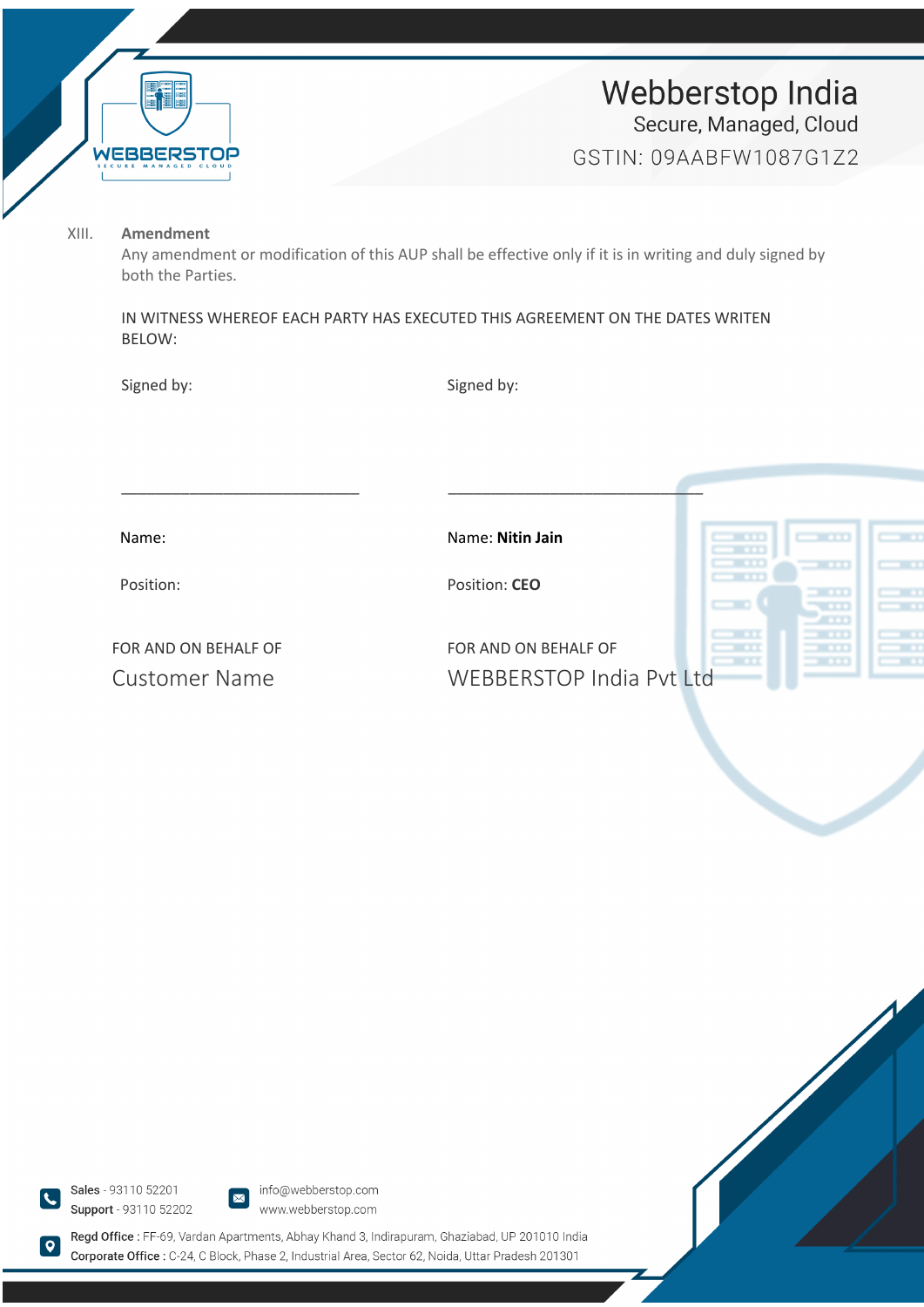XIII. **Amendment**

Any amendment or modification of this AUP shall be effective only if it is in writing and duly signed by both the Parties.

IN WITNESS WHEREOF EACH PARTY HAS EXECUTED THIS AGREEMENT ON THE DATES WRITEN BELOW:

| | |
|---|---|
| Signed by: | Signed by: |
| _____________________________ | _____________________________ |
| Name: | Name: **Nitin Jain** |
| Position: | Position: **CEO** |
| FOR AND ON BEHALF OF<br>Customer Name | FOR AND ON BEHALF OF<br>WEBBERSTOP India Pvt Ltd |